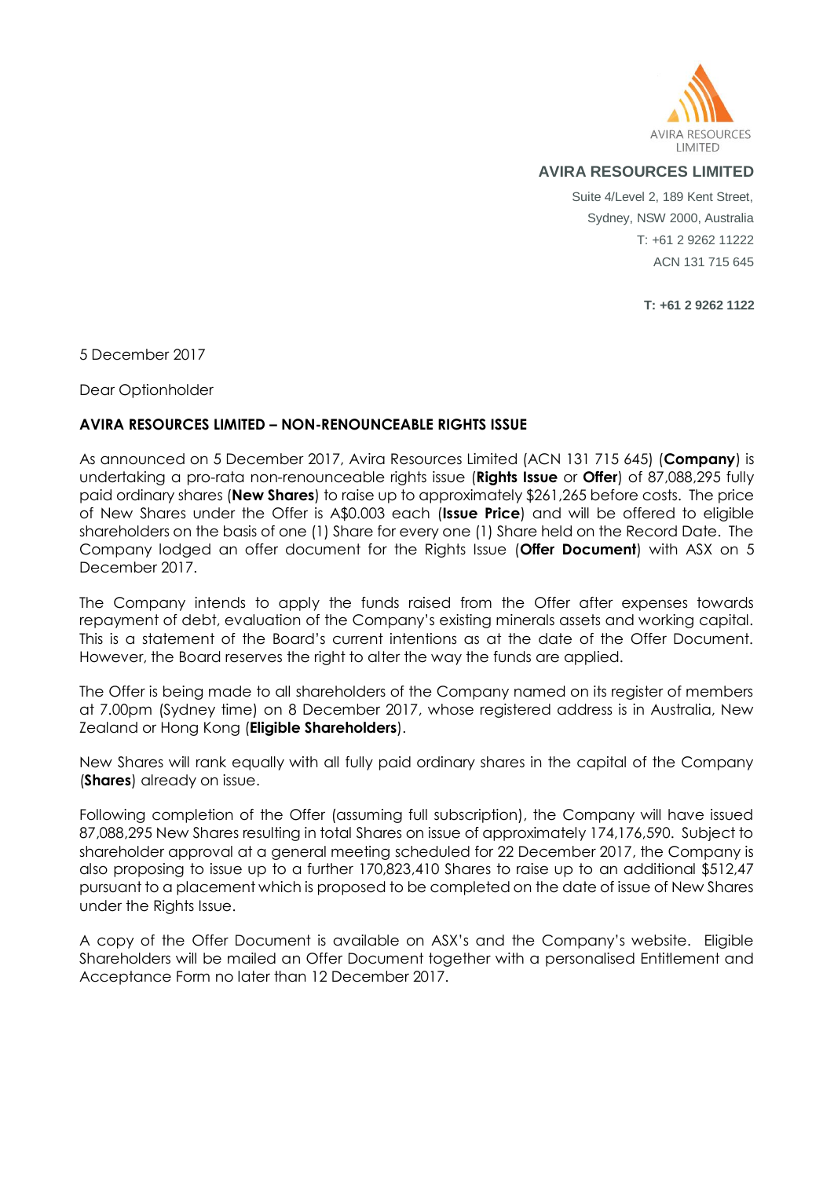AVIRA RESOURCES LIMITED

**AVIRA RESOURCES LIMITED**

Suite 4/Level 2, 189 Kent Street,
Sydney, NSW 2000, Australia
T: +61 2 9262 11222
ACN 131 715 645

**T: +61 2 9262 1122**

5 December 2017

Dear Optionholder

**AVIRA RESOURCES LIMITED – NON-RENOUNCEABLE RIGHTS ISSUE**

As announced on 5 December 2017, Avira Resources Limited (ACN 131 715 645) (**Company**) is undertaking a pro-rata non-renounceable rights issue (**Rights Issue** or **Offer**) of 87,088,295 fully paid ordinary shares (**New Shares**) to raise up to approximately $261,265 before costs. The price of New Shares under the Offer is A$0.003 each (**Issue Price**) and will be offered to eligible shareholders on the basis of one (1) Share for every one (1) Share held on the Record Date. The Company lodged an offer document for the Rights Issue (**Offer Document**) with ASX on 5 December 2017.

The Company intends to apply the funds raised from the Offer after expenses towards repayment of debt, evaluation of the Company's existing minerals assets and working capital. This is a statement of the Board's current intentions as at the date of the Offer Document. However, the Board reserves the right to alter the way the funds are applied.

The Offer is being made to all shareholders of the Company named on its register of members at 7.00pm (Sydney time) on 8 December 2017, whose registered address is in Australia, New Zealand or Hong Kong (**Eligible Shareholders**).

New Shares will rank equally with all fully paid ordinary shares in the capital of the Company (**Shares**) already on issue.

Following completion of the Offer (assuming full subscription), the Company will have issued 87,088,295 New Shares resulting in total Shares on issue of approximately 174,176,590. Subject to shareholder approval at a general meeting scheduled for 22 December 2017, the Company is also proposing to issue up to a further 170,823,410 Shares to raise up to an additional $512,47 pursuant to a placement which is proposed to be completed on the date of issue of New Shares under the Rights Issue.

A copy of the Offer Document is available on ASX's and the Company's website. Eligible Shareholders will be mailed an Offer Document together with a personalised Entitlement and Acceptance Form no later than 12 December 2017.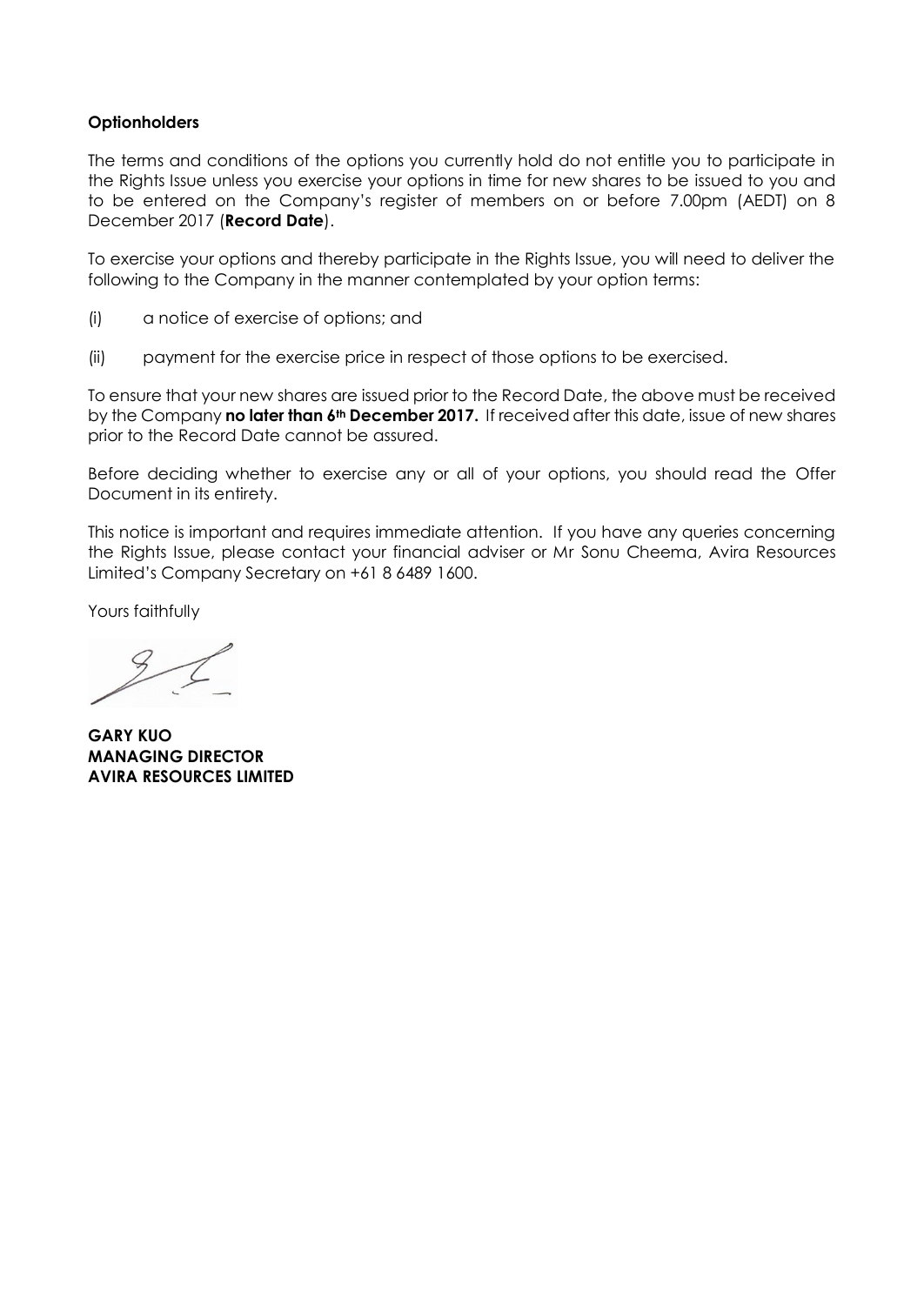**Optionholders**

The terms and conditions of the options you currently hold do not entitle you to participate in the Rights Issue unless you exercise your options in time for new shares to be issued to you and to be entered on the Company's register of members on or before 7.00pm (AEDT) on 8 December 2017 (**Record Date**).

To exercise your options and thereby participate in the Rights Issue, you will need to deliver the following to the Company in the manner contemplated by your option terms:

(i) a notice of exercise of options; and

(ii) payment for the exercise price in respect of those options to be exercised.

To ensure that your new shares are issued prior to the Record Date, the above must be received by the Company **no later than 6th December 2017.** If received after this date, issue of new shares prior to the Record Date cannot be assured.

Before deciding whether to exercise any or all of your options, you should read the Offer Document in its entirety.

This notice is important and requires immediate attention. If you have any queries concerning the Rights Issue, please contact your financial adviser or Mr Sonu Cheema, Avira Resources Limited's Company Secretary on +61 8 6489 1600.

Yours faithfully

**GARY KUO**
**MANAGING DIRECTOR**
**AVIRA RESOURCES LIMITED**